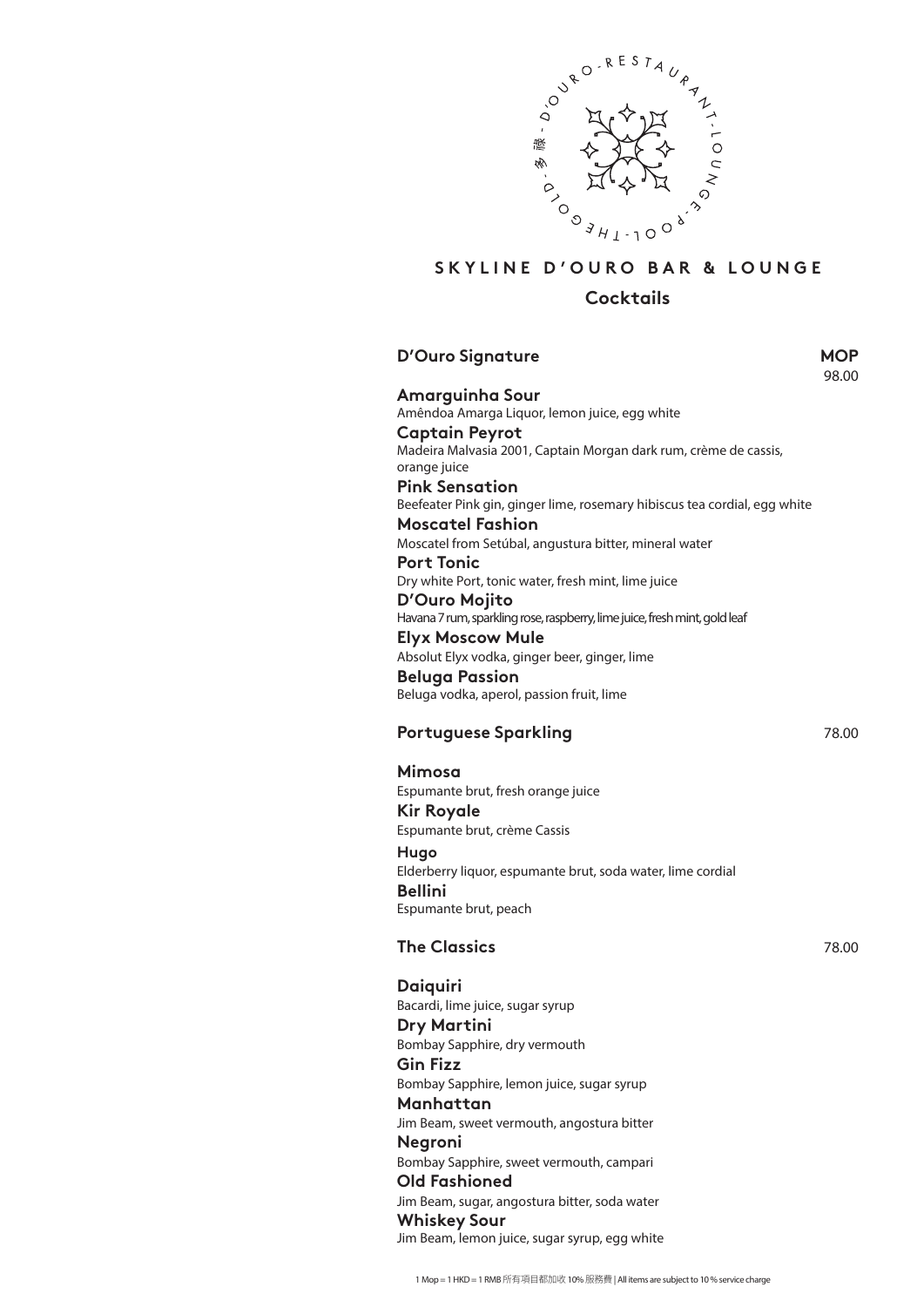D'OURO-RESTAURANT-LOUNGE-POOL-THE GOLD-多祿

# SKYLINE D'OURO BAR & LOUNGE

## Cocktails

### D'Ouro Signature

MOP 98.00

**Amarguinha Sour**
Amêndoa Amarga Liquor, lemon juice, egg white

**Captain Peyrot**
Madeira Malvasia 2001, Captain Morgan dark rum, crème de cassis, orange juice

**Pink Sensation**
Beefeater Pink gin, ginger lime, rosemary hibiscus tea cordial, egg white

**Moscatel Fashion**
Moscatel from Setúbal, angustura bitter, mineral water

**Port Tonic**
Dry white Port, tonic water, fresh mint, lime juice

**D'Ouro Mojito**
Havana 7 rum, sparkling rose, raspberry, lime juice, fresh mint, gold leaf

**Elyx Moscow Mule**
Absolut Elyx vodka, ginger beer, ginger, lime

**Beluga Passion**
Beluga vodka, aperol, passion fruit, lime

### Portuguese Sparkling

78.00

**Mimosa**
Espumante brut, fresh orange juice

**Kir Royale**
Espumante brut, crème Cassis

**Hugo**
Elderberry liquor, espumante brut, soda water, lime cordial

**Bellini**
Espumante brut, peach

### The Classics

78.00

**Daiquiri**
Bacardi, lime juice, sugar syrup

**Dry Martini**
Bombay Sapphire, dry vermouth

**Gin Fizz**
Bombay Sapphire, lemon juice, sugar syrup

**Manhattan**
Jim Beam, sweet vermouth, angostura bitter

**Negroni**
Bombay Sapphire, sweet vermouth, campari

**Old Fashioned**
Jim Beam, sugar, angostura bitter, soda water

**Whiskey Sour**
Jim Beam, lemon juice, sugar syrup, egg white

1 Mop = 1 HKD = 1 RMB 所有項目都加收 10% 服務費 | All items are subject to 10 % service charge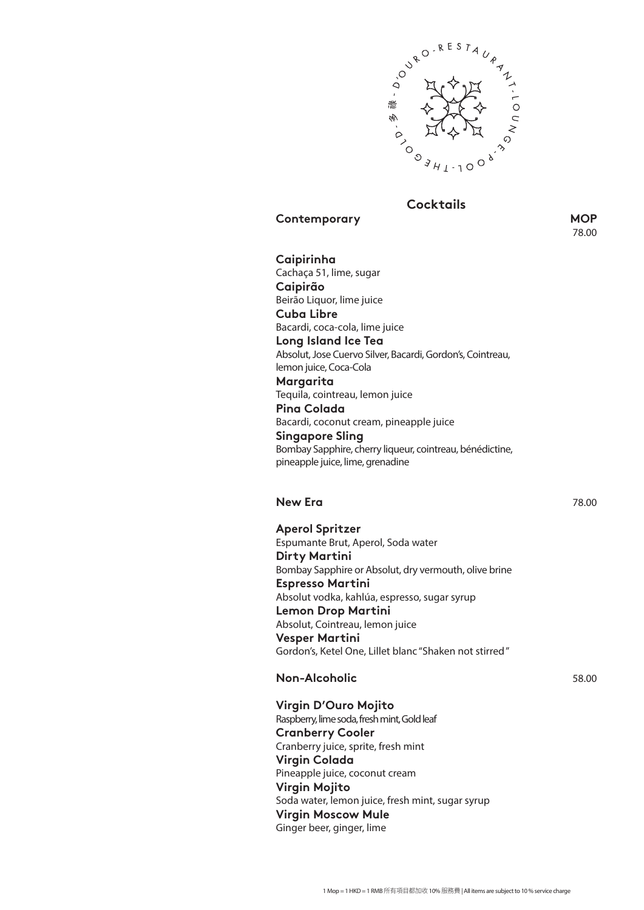# Cocktails

## Contemporary

**MOP**
78.00

**Caipirinha**
Cachaça 51, lime, sugar

**Caipirão**
Beirão Liquor, lime juice

**Cuba Libre**
Bacardi, coca-cola, lime juice

**Long Island Ice Tea**
Absolut, Jose Cuervo Silver, Bacardi, Gordon's, Cointreau, lemon juice, Coca-Cola

**Margarita**
Tequila, cointreau, lemon juice

**Pina Colada**
Bacardi, coconut cream, pineapple juice

**Singapore Sling**
Bombay Sapphire, cherry liqueur, cointreau, bénédictine, pineapple juice, lime, grenadine

## New Era

78.00

**Aperol Spritzer**
Espumante Brut, Aperol, Soda water

**Dirty Martini**
Bombay Sapphire or Absolut, dry vermouth, olive brine

**Espresso Martini**
Absolut vodka, kahlúa, espresso, sugar syrup

**Lemon Drop Martini**
Absolut, Cointreau, lemon juice

**Vesper Martini**
Gordon's, Ketel One, Lillet blanc "Shaken not stirred"

## Non-Alcoholic

58.00

**Virgin D'Ouro Mojito**
Raspberry, lime soda, fresh mint, Gold leaf

**Cranberry Cooler**
Cranberry juice, sprite, fresh mint

**Virgin Colada**
Pineapple juice, coconut cream

**Virgin Mojito**
Soda water, lemon juice, fresh mint, sugar syrup

**Virgin Moscow Mule**
Ginger beer, ginger, lime

1 Mop = 1 HKD = 1 RMB 所有項目都加收 10% 服務費 | All items are subject to 10 % service charge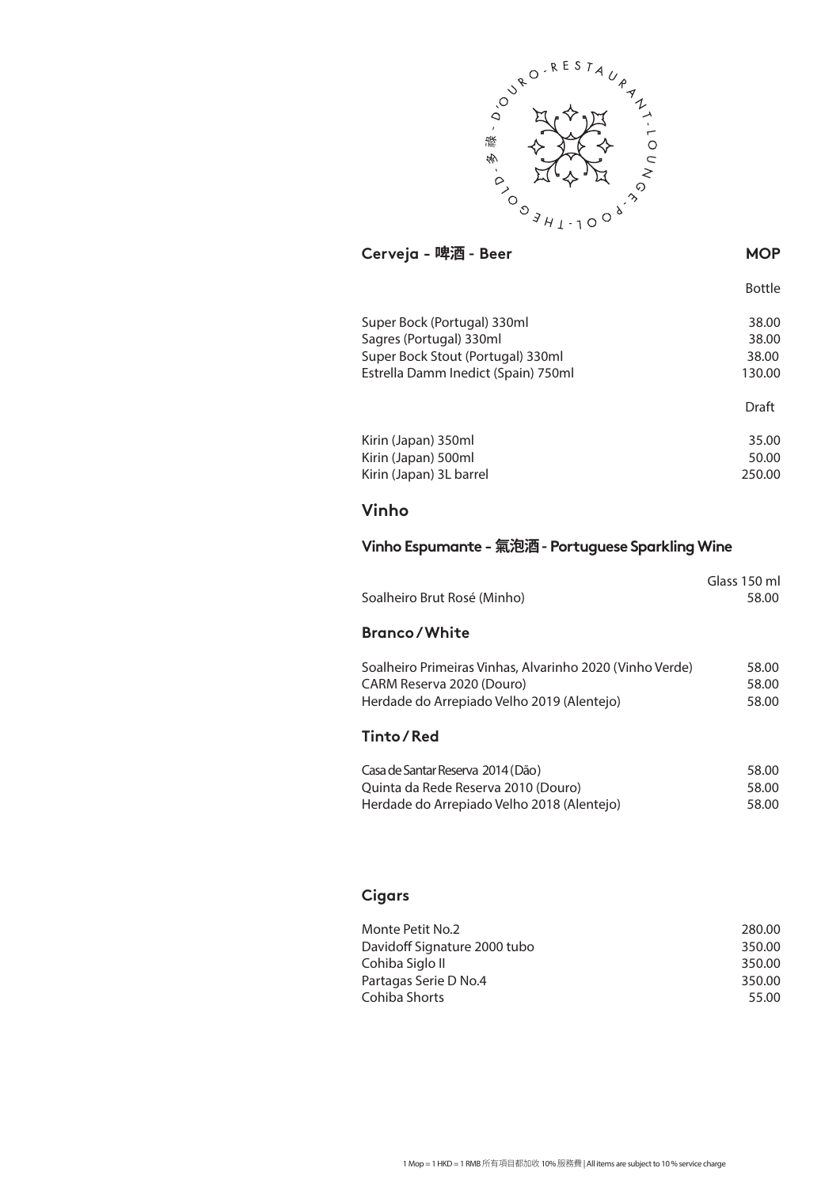D'OURO - RESTAURANT - LOUNGE - POOL - THE GOLD - 多祿

## Cerveja - 啤酒 - Beer

| | MOP |
|---|---|
| | Bottle |
| Super Bock (Portugal) 330ml | 38.00 |
| Sagres (Portugal) 330ml | 38.00 |
| Super Bock Stout (Portugal) 330ml | 38.00 |
| Estrella Damm Inedict (Spain) 750ml | 130.00 |
| | Draft |
| Kirin (Japan) 350ml | 35.00 |
| Kirin (Japan) 500ml | 50.00 |
| Kirin (Japan) 3L barrel | 250.00 |

## Vinho

### Vinho Espumante - 氣泡酒 - Portuguese Sparkling Wine

| | Glass 150 ml |
|---|---|
| Soalheiro Brut Rosé (Minho) | 58.00 |

### Branco / White

| | |
|---|---|
| Soalheiro Primeiras Vinhas, Alvarinho 2020 (Vinho Verde) | 58.00 |
| CARM Reserva 2020 (Douro) | 58.00 |
| Herdade do Arrepiado Velho 2019 (Alentejo) | 58.00 |

### Tinto / Red

| | |
|---|---|
| Casa de Santar Reserva 2014 (Dão) | 58.00 |
| Quinta da Rede Reserva 2010 (Douro) | 58.00 |
| Herdade do Arrepiado Velho 2018 (Alentejo) | 58.00 |

## Cigars

| | |
|---|---|
| Monte Petit No.2 | 280.00 |
| Davidoff Signature 2000 tubo | 350.00 |
| Cohiba Siglo II | 350.00 |
| Partagas Serie D No.4 | 350.00 |
| Cohiba Shorts | 55.00 |

1 Mop = 1 HKD = 1 RMB 所有項目都加收 10% 服務費 | All items are subject to 10 % service charge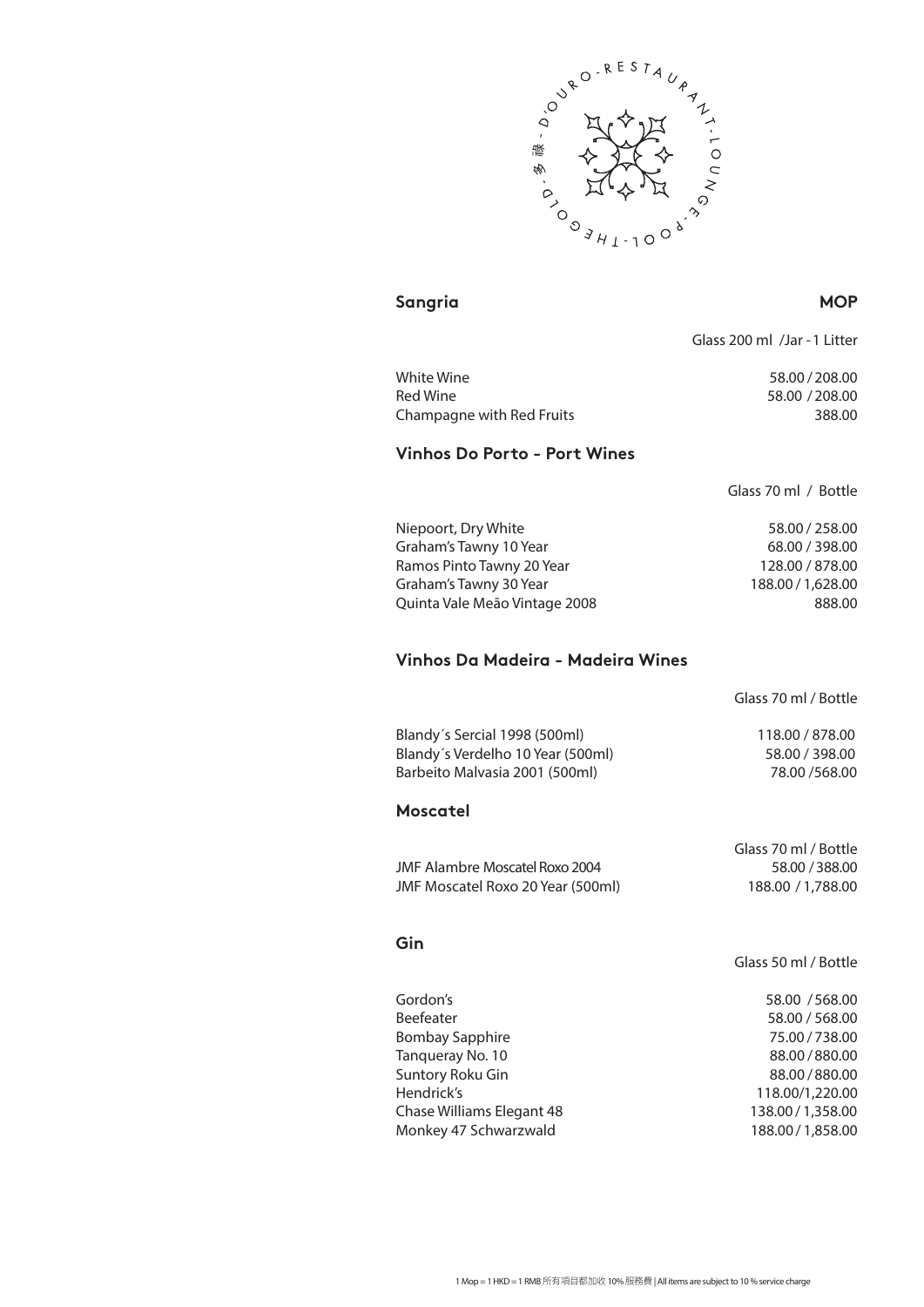D'OURO - RESTAURANT - LOUNGE - POOL - THE GOLD - 多祿

## Sangria

| | MOP |
|---|---|
| | Glass 200 ml /Jar - 1 Litter |
| White Wine | 58.00 / 208.00 |
| Red Wine | 58.00 / 208.00 |
| Champagne with Red Fruits | 388.00 |

## Vinhos Do Porto - Port Wines

| | Glass 70 ml / Bottle |
|---|---|
| Niepoort, Dry White | 58.00 / 258.00 |
| Graham's Tawny 10 Year | 68.00 / 398.00 |
| Ramos Pinto Tawny 20 Year | 128.00 / 878.00 |
| Graham's Tawny 30 Year | 188.00 / 1,628.00 |
| Quinta Vale Meão Vintage 2008 | 888.00 |

## Vinhos Da Madeira - Madeira Wines

| | Glass 70 ml / Bottle |
|---|---|
| Blandy´s Sercial 1998 (500ml) | 118.00 / 878.00 |
| Blandy´s Verdelho 10 Year (500ml) | 58.00 / 398.00 |
| Barbeito Malvasia 2001 (500ml) | 78.00 /568.00 |

## Moscatel

| | Glass 70 ml / Bottle |
|---|---|
| JMF Alambre Moscatel Roxo 2004 | 58.00 / 388.00 |
| JMF Moscatel Roxo 20 Year (500ml) | 188.00 / 1,788.00 |

## Gin

| | Glass 50 ml / Bottle |
|---|---|
| Gordon's | 58.00 /568.00 |
| Beefeater | 58.00 / 568.00 |
| Bombay Sapphire | 75.00 / 738.00 |
| Tanqueray No. 10 | 88.00 / 880.00 |
| Suntory Roku Gin | 88.00 / 880.00 |
| Hendrick's | 118.00/1,220.00 |
| Chase Williams Elegant 48 | 138.00 / 1,358.00 |
| Monkey 47 Schwarzwald | 188.00 / 1,858.00 |

1 Mop = 1 HKD = 1 RMB 所有項目都加收 10% 服務費 | All items are subject to 10 % service charge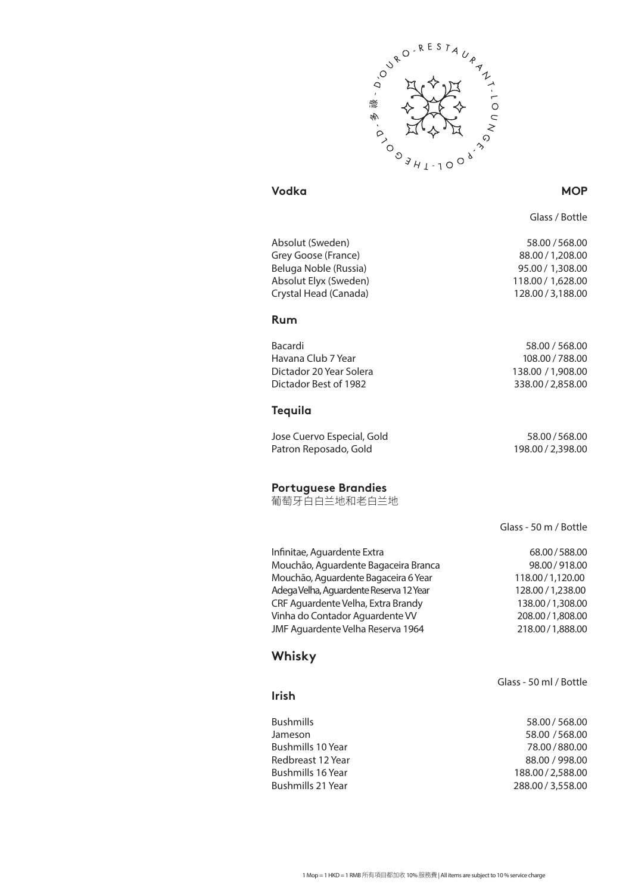D'OURO - RESTAURANT - LOUNGE - POOL - THE GOLD - 多祿

## Vodka

| | MOP |
|---|---|
| | Glass / Bottle |
| Absolut (Sweden) | 58.00 / 568.00 |
| Grey Goose (France) | 88.00 / 1,208.00 |
| Beluga Noble (Russia) | 95.00 / 1,308.00 |
| Absolut Elyx (Sweden) | 118.00 / 1,628.00 |
| Crystal Head (Canada) | 128.00 / 3,188.00 |

## Rum

| | |
|---|---|
| Bacardi | 58.00 / 568.00 |
| Havana Club 7 Year | 108.00 / 788.00 |
| Dictador 20 Year Solera | 138.00 / 1,908.00 |
| Dictador Best of 1982 | 338.00 / 2,858.00 |

## Tequila

| | |
|---|---|
| Jose Cuervo Especial, Gold | 58.00 / 568.00 |
| Patron Reposado, Gold | 198.00 / 2,398.00 |

## Portuguese Brandies

葡萄牙白白兰地和老白兰地

| | Glass - 50 m / Bottle |
|---|---|
| Infinitae, Aguardente Extra | 68.00 / 588.00 |
| Mouchão, Aguardente Bagaceira Branca | 98.00 / 918.00 |
| Mouchão, Aguardente Bagaceira 6 Year | 118.00 / 1,120.00 |
| Adega Velha, Aguardente Reserva 12 Year | 128.00 / 1,238.00 |
| CRF Aguardente Velha, Extra Brandy | 138.00 / 1,308.00 |
| Vinha do Contador Aguardente VV | 208.00 / 1,808.00 |
| JMF Aguardente Velha Reserva 1964 | 218.00 / 1,888.00 |

## Whisky

### Irish

| | Glass - 50 ml / Bottle |
|---|---|
| Bushmills | 58.00 / 568.00 |
| Jameson | 58.00 / 568.00 |
| Bushmills 10 Year | 78.00 / 880.00 |
| Redbreast 12 Year | 88.00 / 998.00 |
| Bushmills 16 Year | 188.00 / 2,588.00 |
| Bushmills 21 Year | 288.00 / 3,558.00 |

1 Mop = 1 HKD = 1 RMB 所有項目都加收 10% 服務費 | All items are subject to 10 % service charge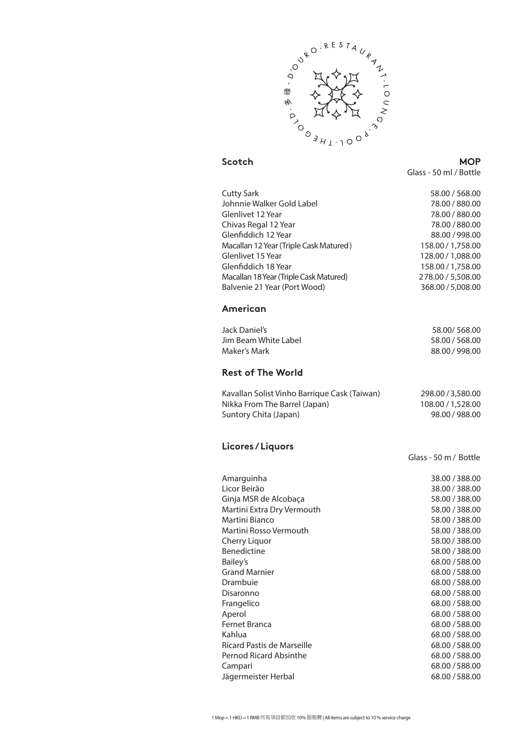D'OURO - RESTAURANT - LOUNGE - POOL - THE GOLD - 多祿

## Scotch

| | MOP<br>Glass - 50 ml / Bottle |
|---|---|
| Cutty Sark | 58.00 / 568.00 |
| Johnnie Walker Gold Label | 78.00 / 880.00 |
| Glenlivet 12 Year | 78.00 / 880.00 |
| Chivas Regal 12 Year | 78.00 / 880.00 |
| Glenfiddich 12 Year | 88.00 / 998.00 |
| Macallan 12 Year (Triple Cask Matured) | 158.00 / 1,758.00 |
| Glenlivet 15 Year | 128.00 / 1,088.00 |
| Glenfiddich 18 Year | 158.00 / 1,758.00 |
| Macallan 18 Year (Triple Cask Matured) | 278.00 / 5,508.00 |
| Balvenie 21 Year (Port Wood) | 368.00 / 5,008.00 |

## American

| | |
|---|---|
| Jack Daniel's | 58.00/ 568.00 |
| Jim Beam White Label | 58.00 / 568.00 |
| Maker's Mark | 88.00 / 998.00 |

## Rest of The World

| | |
|---|---|
| Kavallan Solist Vinho Barrique Cask (Taiwan) | 298.00 / 3,580.00 |
| Nikka From The Barrel (Japan) | 108.00 / 1,528.00 |
| Suntory Chita (Japan) | 98.00 / 988.00 |

## Licores / Liquors

| | Glass - 50 m / Bottle |
|---|---|
| Amarguinha | 38.00 / 388.00 |
| Licor Beirão | 38.00 / 388.00 |
| Ginja MSR de Alcobaça | 58.00 / 388.00 |
| Martini Extra Dry Vermouth | 58.00 / 388.00 |
| Martini Bianco | 58.00 / 388.00 |
| Martini Rosso Vermouth | 58.00 / 388.00 |
| Cherry Liquor | 58.00 / 388.00 |
| Benedictine | 58.00 / 388.00 |
| Bailey's | 68.00 / 588.00 |
| Grand Marnier | 68.00 / 588.00 |
| Drambuie | 68.00 / 588.00 |
| Disaronno | 68.00 / 588.00 |
| Frangelico | 68.00 / 588.00 |
| Aperol | 68.00 / 588.00 |
| Fernet Branca | 68.00 / 588.00 |
| Kahlua | 68.00 / 588.00 |
| Ricard Pastis de Marseille | 68.00 / 588.00 |
| Pernod Ricard Absinthe | 68.00 / 588.00 |
| Campari | 68.00 / 588.00 |
| Jägermeister Herbal | 68.00 / 588.00 |

1 Mop = 1 HKD = 1 RMB 所有項目都加收 10% 服務費 | All items are subject to 10 % service charge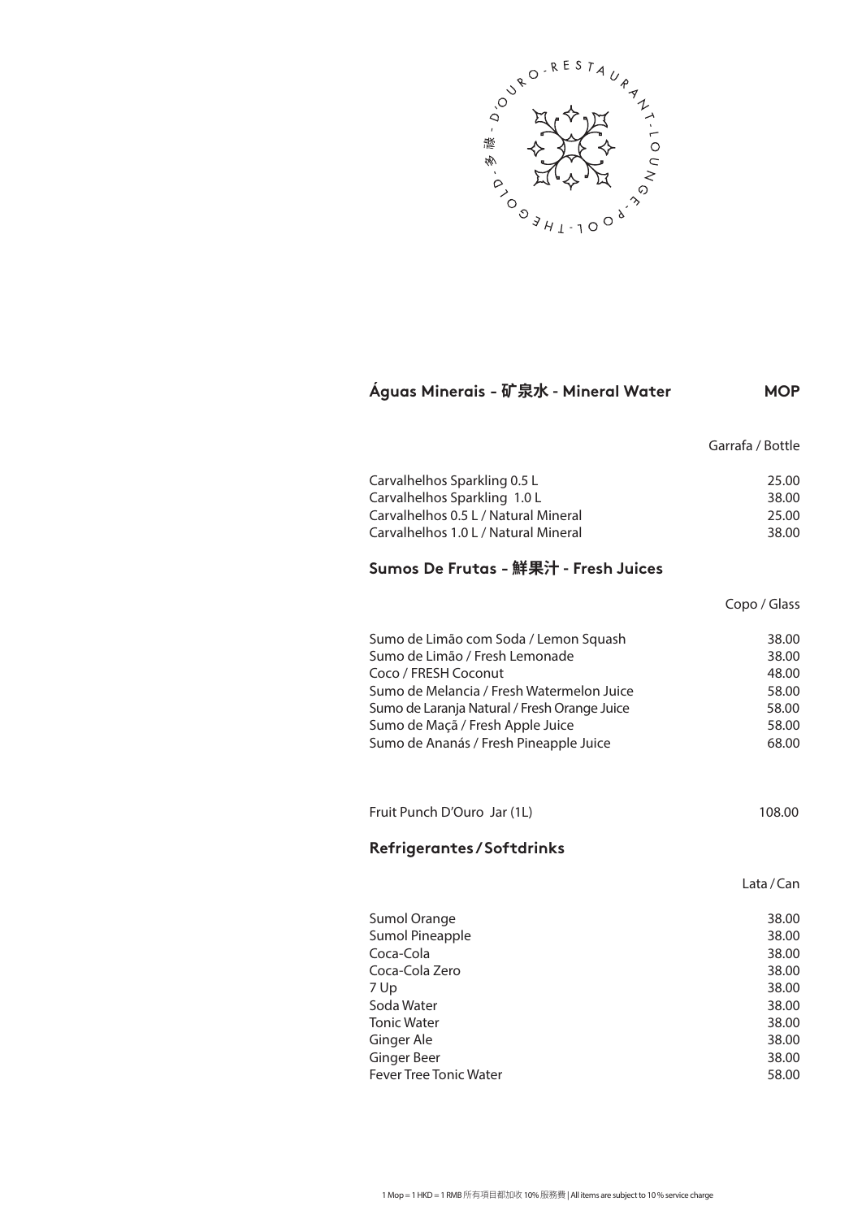## Águas Minerais - 矿泉水 - Mineral Water

| | MOP |
|---|---|
| | Garrafa / Bottle |
| Carvalhelhos Sparkling 0.5 L | 25.00 |
| Carvalhelhos Sparkling 1.0 L | 38.00 |
| Carvalhelhos 0.5 L / Natural Mineral | 25.00 |
| Carvalhelhos 1.0 L / Natural Mineral | 38.00 |

## Sumos De Frutas - 鮮果汁 - Fresh Juices

| | Copo / Glass |
|---|---|
| Sumo de Limão com Soda / Lemon Squash | 38.00 |
| Sumo de Limão / Fresh Lemonade | 38.00 |
| Coco / FRESH Coconut | 48.00 |
| Sumo de Melancia / Fresh Watermelon Juice | 58.00 |
| Sumo de Laranja Natural / Fresh Orange Juice | 58.00 |
| Sumo de Maçã / Fresh Apple Juice | 58.00 |
| Sumo de Ananás / Fresh Pineapple Juice | 68.00 |
| Fruit Punch D'Ouro Jar (1L) | 108.00 |

## Refrigerantes / Softdrinks

| | Lata / Can |
|---|---|
| Sumol Orange | 38.00 |
| Sumol Pineapple | 38.00 |
| Coca-Cola | 38.00 |
| Coca-Cola Zero | 38.00 |
| 7 Up | 38.00 |
| Soda Water | 38.00 |
| Tonic Water | 38.00 |
| Ginger Ale | 38.00 |
| Ginger Beer | 38.00 |
| Fever Tree Tonic Water | 58.00 |

1 Mop = 1 HKD = 1 RMB 所有項目都加收 10% 服務費 | All items are subject to 10 % service charge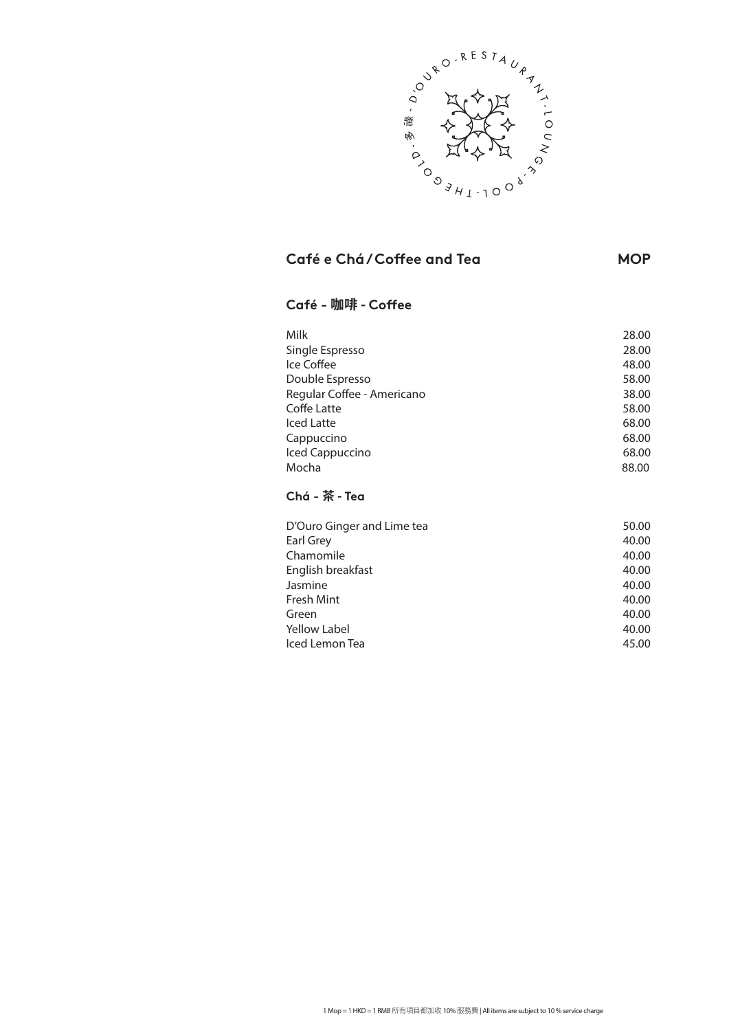D'OURO - RESTAURANT - LOUNGE - POOL - THE GOLD - 多祿

## Café e Chá / Coffee and Tea — MOP

### Café - 咖啡 - Coffee

| Item | MOP |
|---|---|
| Milk | 28.00 |
| Single Espresso | 28.00 |
| Ice Coffee | 48.00 |
| Double Espresso | 58.00 |
| Regular Coffee - Americano | 38.00 |
| Coffe Latte | 58.00 |
| Iced Latte | 68.00 |
| Cappuccino | 68.00 |
| Iced Cappuccino | 68.00 |
| Mocha | 88.00 |

### Chá - 茶 - Tea

| Item | MOP |
|---|---|
| D'Ouro Ginger and Lime tea | 50.00 |
| Earl Grey | 40.00 |
| Chamomile | 40.00 |
| English breakfast | 40.00 |
| Jasmine | 40.00 |
| Fresh Mint | 40.00 |
| Green | 40.00 |
| Yellow Label | 40.00 |
| Iced Lemon Tea | 45.00 |

1 Mop = 1 HKD = 1 RMB 所有項目都加收 10% 服務費 | All items are subject to 10 % service charge